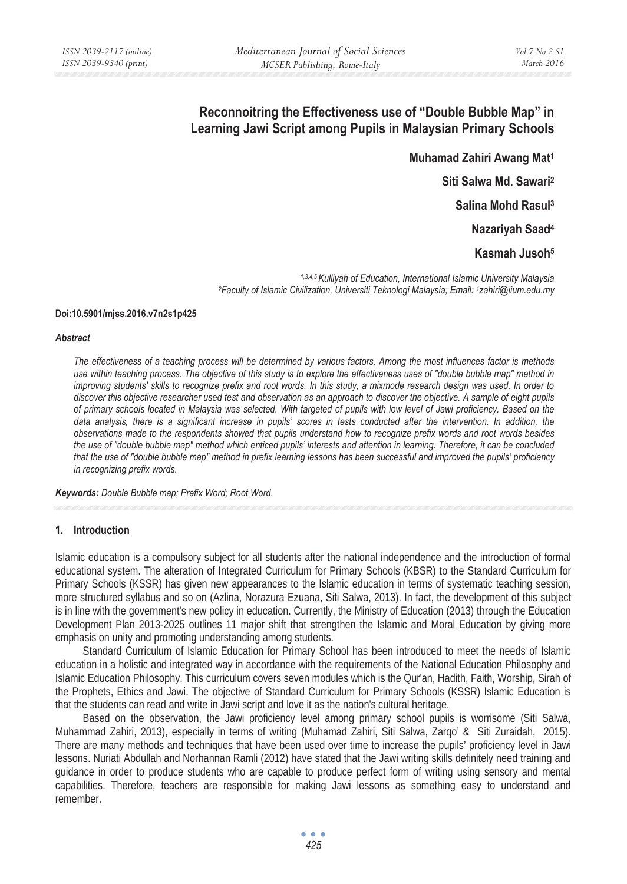# Reconnoitring the Effectiveness use of "Double Bubble Map" in Learning Jawi Script among Pupils in Malaysian Primary Schools

**Muhamad Zahiri Awang Mat[1]**

**Siti Salwa Md. Sawari[2]**

**Salina Mohd Rasul[3]**

**Nazariyah Saad[4]**

**Kasmah Jusoh[5]**

*[1,3,4,5] Kulliyah of Education, International Islamic University Malaysia*
*[2] Faculty of Islamic Civilization, Universiti Teknologi Malaysia; Email: [1] zahiri@iium.edu.my*

**Doi:10.5901/mjss.2016.v7n2s1p425**

***Abstract***

*The effectiveness of a teaching process will be determined by various factors. Among the most influences factor is methods use within teaching process. The objective of this study is to explore the effectiveness uses of "double bubble map" method in improving students' skills to recognize prefix and root words. In this study, a mixmode research design was used. In order to discover this objective researcher used test and observation as an approach to discover the objective. A sample of eight pupils of primary schools located in Malaysia was selected. With targeted of pupils with low level of Jawi proficiency. Based on the data analysis, there is a significant increase in pupils' scores in tests conducted after the intervention. In addition, the observations made to the respondents showed that pupils understand how to recognize prefix words and root words besides the use of "double bubble map" method which enticed pupils' interests and attention in learning. Therefore, it can be concluded that the use of "double bubble map" method in prefix learning lessons has been successful and improved the pupils' proficiency in recognizing prefix words.*

***Keywords:*** *Double Bubble map; Prefix Word; Root Word.*

## 1. Introduction

Islamic education is a compulsory subject for all students after the national independence and the introduction of formal educational system. The alteration of Integrated Curriculum for Primary Schools (KBSR) to the Standard Curriculum for Primary Schools (KSSR) has given new appearances to the Islamic education in terms of systematic teaching session, more structured syllabus and so on (Azlina, Norazura Ezuana, Siti Salwa, 2013). In fact, the development of this subject is in line with the government's new policy in education. Currently, the Ministry of Education (2013) through the Education Development Plan 2013-2025 outlines 11 major shift that strengthen the Islamic and Moral Education by giving more emphasis on unity and promoting understanding among students.

Standard Curriculum of Islamic Education for Primary School has been introduced to meet the needs of Islamic education in a holistic and integrated way in accordance with the requirements of the National Education Philosophy and Islamic Education Philosophy. This curriculum covers seven modules which is the Qur'an, Hadith, Faith, Worship, Sirah of the Prophets, Ethics and Jawi. The objective of Standard Curriculum for Primary Schools (KSSR) Islamic Education is that the students can read and write in Jawi script and love it as the nation's cultural heritage.

Based on the observation, the Jawi proficiency level among primary school pupils is worrisome (Siti Salwa, Muhammad Zahiri, 2013), especially in terms of writing (Muhamad Zahiri, Siti Salwa, Zarqo' & Siti Zuraidah, 2015). There are many methods and techniques that have been used over time to increase the pupils' proficiency level in Jawi lessons. Nuriati Abdullah and Norhannan Ramli (2012) have stated that the Jawi writing skills definitely need training and guidance in order to produce students who are capable to produce perfect form of writing using sensory and mental capabilities. Therefore, teachers are responsible for making Jawi lessons as something easy to understand and remember.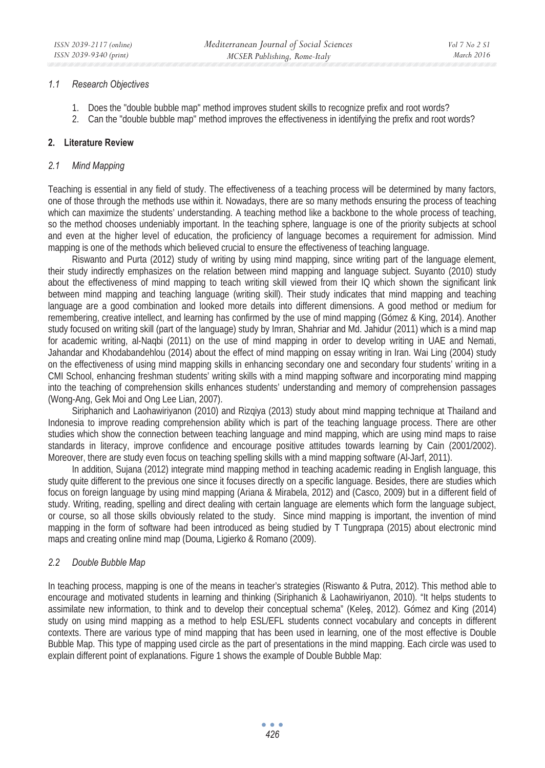### 1.1 Research Objectives

1. Does the "double bubble map" method improves student skills to recognize prefix and root words?
2. Can the "double bubble map" method improves the effectiveness in identifying the prefix and root words?

## 2. Literature Review

### 2.1 Mind Mapping

Teaching is essential in any field of study. The effectiveness of a teaching process will be determined by many factors, one of those through the methods use within it. Nowadays, there are so many methods ensuring the process of teaching which can maximize the students' understanding. A teaching method like a backbone to the whole process of teaching, so the method chooses undeniably important. In the teaching sphere, language is one of the priority subjects at school and even at the higher level of education, the proficiency of language becomes a requirement for admission. Mind mapping is one of the methods which believed crucial to ensure the effectiveness of teaching language.

Riswanto and Purta (2012) study of writing by using mind mapping, since writing part of the language element, their study indirectly emphasizes on the relation between mind mapping and language subject. Suyanto (2010) study about the effectiveness of mind mapping to teach writing skill viewed from their IQ which shown the significant link between mind mapping and teaching language (writing skill). Their study indicates that mind mapping and teaching language are a good combination and looked more details into different dimensions. A good method or medium for remembering, creative intellect, and learning has confirmed by the use of mind mapping (Gómez & King, 2014). Another study focused on writing skill (part of the language) study by Imran, Shahriar and Md. Jahidur (2011) which is a mind map for academic writing, al-Naqbi (2011) on the use of mind mapping in order to develop writing in UAE and Nemati, Jahandar and Khodabandehlou (2014) about the effect of mind mapping on essay writing in Iran. Wai Ling (2004) study on the effectiveness of using mind mapping skills in enhancing secondary one and secondary four students' writing in a CMI School, enhancing freshman students' writing skills with a mind mapping software and incorporating mind mapping into the teaching of comprehension skills enhances students' understanding and memory of comprehension passages (Wong-Ang, Gek Moi and Ong Lee Lian, 2007).

Siriphanich and Laohawiriyanon (2010) and Rizqiya (2013) study about mind mapping technique at Thailand and Indonesia to improve reading comprehension ability which is part of the teaching language process. There are other studies which show the connection between teaching language and mind mapping, which are using mind maps to raise standards in literacy, improve confidence and encourage positive attitudes towards learning by Cain (2001/2002). Moreover, there are study even focus on teaching spelling skills with a mind mapping software (Al-Jarf, 2011).

In addition, Sujana (2012) integrate mind mapping method in teaching academic reading in English language, this study quite different to the previous one since it focuses directly on a specific language. Besides, there are studies which focus on foreign language by using mind mapping (Ariana & Mirabela, 2012) and (Casco, 2009) but in a different field of study. Writing, reading, spelling and direct dealing with certain language are elements which form the language subject, or course, so all those skills obviously related to the study. Since mind mapping is important, the invention of mind mapping in the form of software had been introduced as being studied by T Tungprapa (2015) about electronic mind maps and creating online mind map (Douma, Ligierko & Romano (2009).

### 2.2 Double Bubble Map

In teaching process, mapping is one of the means in teacher's strategies (Riswanto & Putra, 2012). This method able to encourage and motivated students in learning and thinking (Siriphanich & Laohawiriyanon, 2010). "It helps students to assimilate new information, to think and to develop their conceptual schema" (Keleş, 2012). Gómez and King (2014) study on using mind mapping as a method to help ESL/EFL students connect vocabulary and concepts in different contexts. There are various type of mind mapping that has been used in learning, one of the most effective is Double Bubble Map. This type of mapping used circle as the part of presentations in the mind mapping. Each circle was used to explain different point of explanations. Figure 1 shows the example of Double Bubble Map: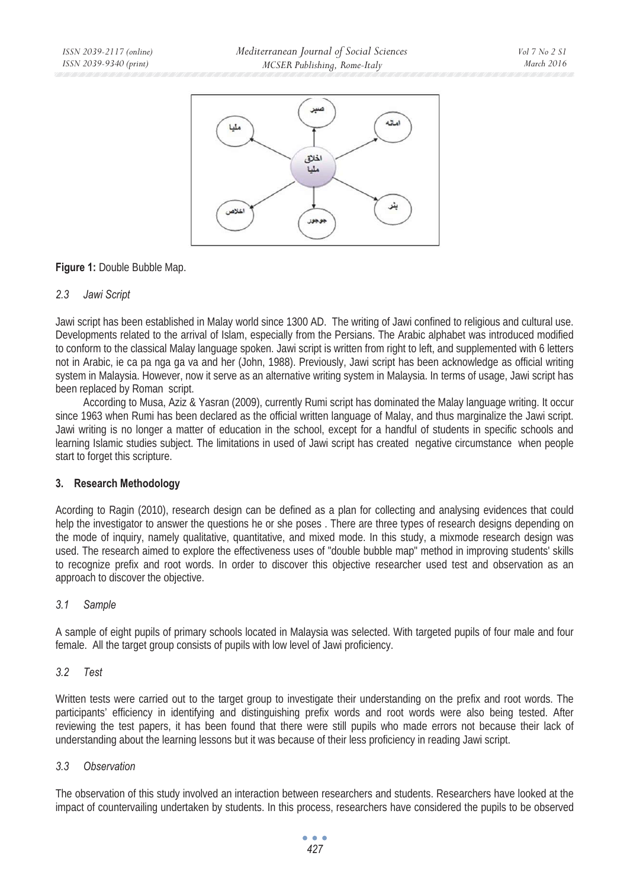**Figure 1:** Double Bubble Map.

### *2.3 Jawi Script*

Jawi script has been established in Malay world since 1300 AD. The writing of Jawi confined to religious and cultural use. Developments related to the arrival of Islam, especially from the Persians. The Arabic alphabet was introduced modified to conform to the classical Malay language spoken. Jawi script is written from right to left, and supplemented with 6 letters not in Arabic, ie ca pa nga ga va and her (John, 1988). Previously, Jawi script has been acknowledge as official writing system in Malaysia. However, now it serve as an alternative writing system in Malaysia. In terms of usage, Jawi script has been replaced by Roman script.

According to Musa, Aziz & Yasran (2009), currently Rumi script has dominated the Malay language writing. It occur since 1963 when Rumi has been declared as the official written language of Malay, and thus marginalize the Jawi script. Jawi writing is no longer a matter of education in the school, except for a handful of students in specific schools and learning Islamic studies subject. The limitations in used of Jawi script has created negative circumstance when people start to forget this scripture.

## 3. Research Methodology

Acording to Ragin (2010), research design can be defined as a plan for collecting and analysing evidences that could help the investigator to answer the questions he or she poses . There are three types of research designs depending on the mode of inquiry, namely qualitative, quantitative, and mixed mode. In this study, a mixmode research design was used. The research aimed to explore the effectiveness uses of "double bubble map" method in improving students' skills to recognize prefix and root words. In order to discover this objective researcher used test and observation as an approach to discover the objective.

### *3.1 Sample*

A sample of eight pupils of primary schools located in Malaysia was selected. With targeted pupils of four male and four female. All the target group consists of pupils with low level of Jawi proficiency.

### *3.2 Test*

Written tests were carried out to the target group to investigate their understanding on the prefix and root words. The participants' efficiency in identifying and distinguishing prefix words and root words were also being tested. After reviewing the test papers, it has been found that there were still pupils who made errors not because their lack of understanding about the learning lessons but it was because of their less proficiency in reading Jawi script.

### *3.3 Observation*

The observation of this study involved an interaction between researchers and students. Researchers have looked at the impact of countervailing undertaken by students. In this process, researchers have considered the pupils to be observed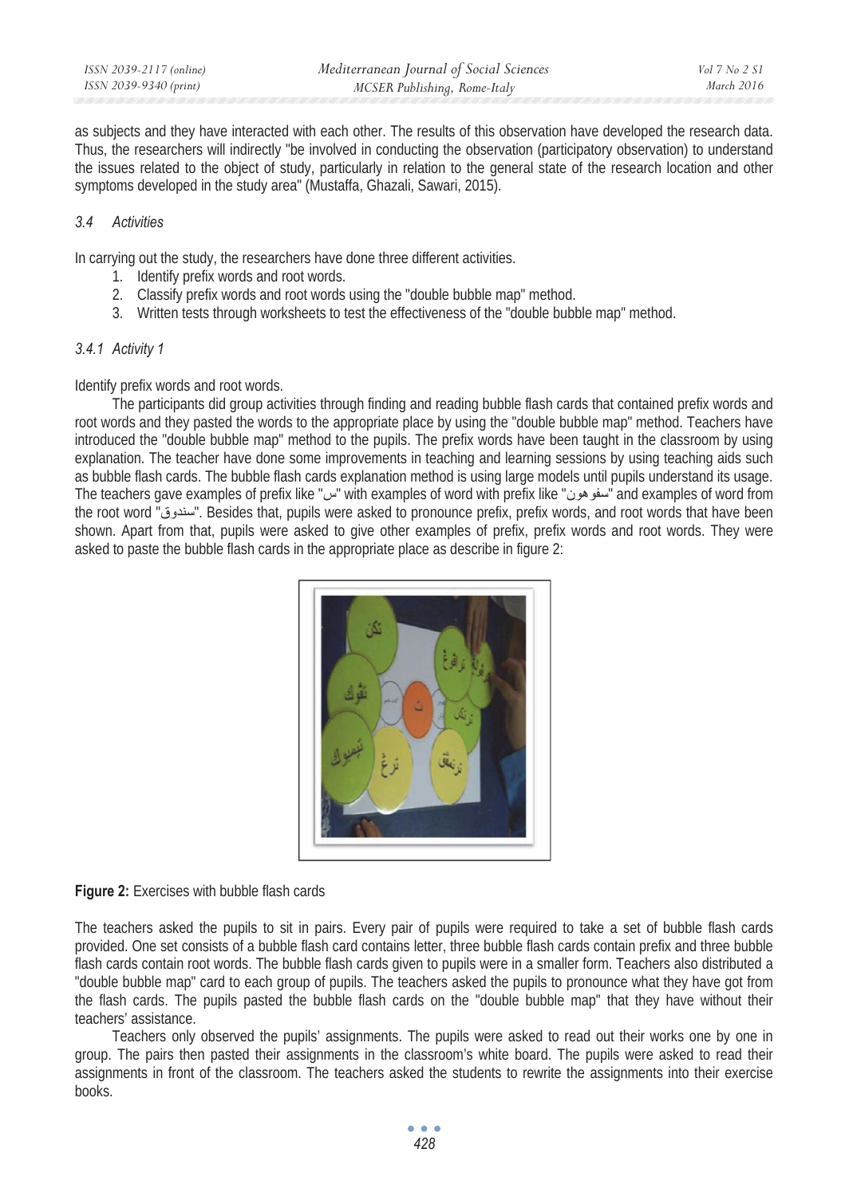as subjects and they have interacted with each other. The results of this observation have developed the research data. Thus, the researchers will indirectly "be involved in conducting the observation (participatory observation) to understand the issues related to the object of study, particularly in relation to the general state of the research location and other symptoms developed in the study area" (Mustaffa, Ghazali, Sawari, 2015).

### *3.4 Activities*

In carrying out the study, the researchers have done three different activities.

1. Identify prefix words and root words.
2. Classify prefix words and root words using the "double bubble map" method.
3. Written tests through worksheets to test the effectiveness of the "double bubble map" method.

#### *3.4.1 Activity 1*

Identify prefix words and root words.

The participants did group activities through finding and reading bubble flash cards that contained prefix words and root words and they pasted the words to the appropriate place by using the "double bubble map" method. Teachers have introduced the "double bubble map" method to the pupils. The prefix words have been taught in the classroom by using explanation. The teacher have done some improvements in teaching and learning sessions by using teaching aids such as bubble flash cards. The bubble flash cards explanation method is using large models until pupils understand its usage. The teachers gave examples of prefix like "س" with examples of word with prefix like "سفوهون" and examples of word from the root word "سندوق". Besides that, pupils were asked to pronounce prefix, prefix words, and root words that have been shown. Apart from that, pupils were asked to give other examples of prefix, prefix words and root words. They were asked to paste the bubble flash cards in the appropriate place as describe in figure 2:

**Figure 2:** Exercises with bubble flash cards

The teachers asked the pupils to sit in pairs. Every pair of pupils were required to take a set of bubble flash cards provided. One set consists of a bubble flash card contains letter, three bubble flash cards contain prefix and three bubble flash cards contain root words. The bubble flash cards given to pupils were in a smaller form. Teachers also distributed a "double bubble map" card to each group of pupils. The teachers asked the pupils to pronounce what they have got from the flash cards. The pupils pasted the bubble flash cards on the "double bubble map" that they have without their teachers' assistance.

Teachers only observed the pupils' assignments. The pupils were asked to read out their works one by one in group. The pairs then pasted their assignments in the classroom's white board. The pupils were asked to read their assignments in front of the classroom. The teachers asked the students to rewrite the assignments into their exercise books.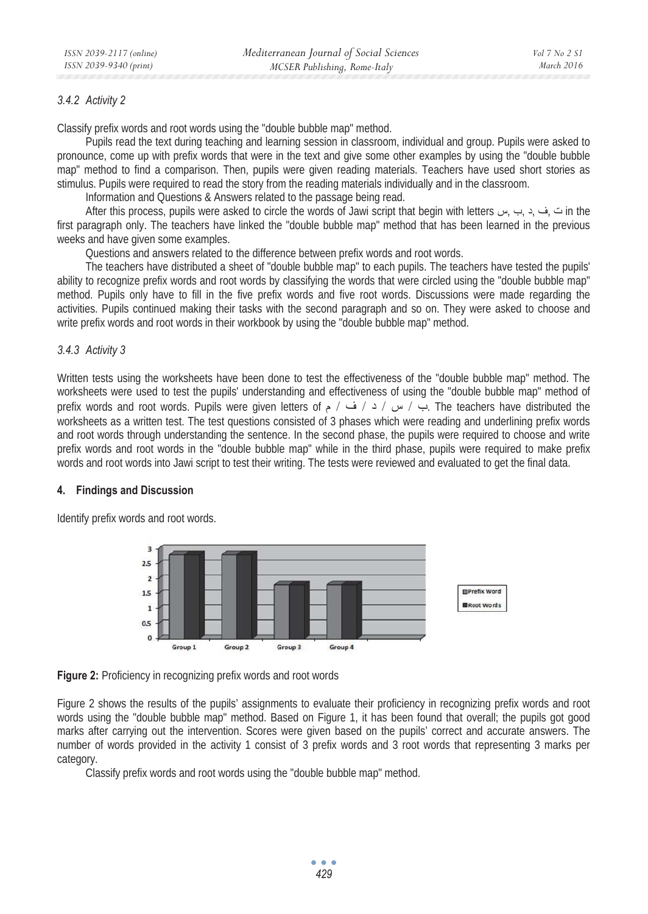#### 3.4.2 Activity 2

Classify prefix words and root words using the "double bubble map" method.

Pupils read the text during teaching and learning session in classroom, individual and group. Pupils were asked to pronounce, come up with prefix words that were in the text and give some other examples by using the "double bubble map" method to find a comparison. Then, pupils were given reading materials. Teachers have used short stories as stimulus. Pupils were required to read the story from the reading materials individually and in the classroom.

Information and Questions & Answers related to the passage being read.

After this process, pupils were asked to circle the words of Jawi script that begin with letters س, ب, د, ف, ت in the first paragraph only. The teachers have linked the "double bubble map" method that has been learned in the previous weeks and have given some examples.

Questions and answers related to the difference between prefix words and root words.

The teachers have distributed a sheet of "double bubble map" to each pupils. The teachers have tested the pupils' ability to recognize prefix words and root words by classifying the words that were circled using the "double bubble map" method. Pupils only have to fill in the five prefix words and five root words. Discussions were made regarding the activities. Pupils continued making their tasks with the second paragraph and so on. They were asked to choose and write prefix words and root words in their workbook by using the "double bubble map" method.

#### 3.4.3 Activity 3

Written tests using the worksheets have been done to test the effectiveness of the "double bubble map" method. The worksheets were used to test the pupils' understanding and effectiveness of using the "double bubble map" method of prefix words and root words. Pupils were given letters of م / ف / د / س / ب. The teachers have distributed the worksheets as a written test. The test questions consisted of 3 phases which were reading and underlining prefix words and root words through understanding the sentence. In the second phase, the pupils were required to choose and write prefix words and root words in the "double bubble map" while in the third phase, pupils were required to make prefix words and root words into Jawi script to test their writing. The tests were reviewed and evaluated to get the final data.

## 4. Findings and Discussion

Identify prefix words and root words.

| | Prefix Word | Root Words |
|---|---|---|
| Group 1 | 2.8 | 2.8 |
| Group 2 | 2.8 | 2.8 |
| Group 3 | 1.8 | 1.8 |
| Group 4 | 1.8 | 1.8 |

**Figure 2:** Proficiency in recognizing prefix words and root words

Figure 2 shows the results of the pupils' assignments to evaluate their proficiency in recognizing prefix words and root words using the "double bubble map" method. Based on Figure 1, it has been found that overall; the pupils got good marks after carrying out the intervention. Scores were given based on the pupils' correct and accurate answers. The number of words provided in the activity 1 consist of 3 prefix words and 3 root words that representing 3 marks per category.

Classify prefix words and root words using the "double bubble map" method.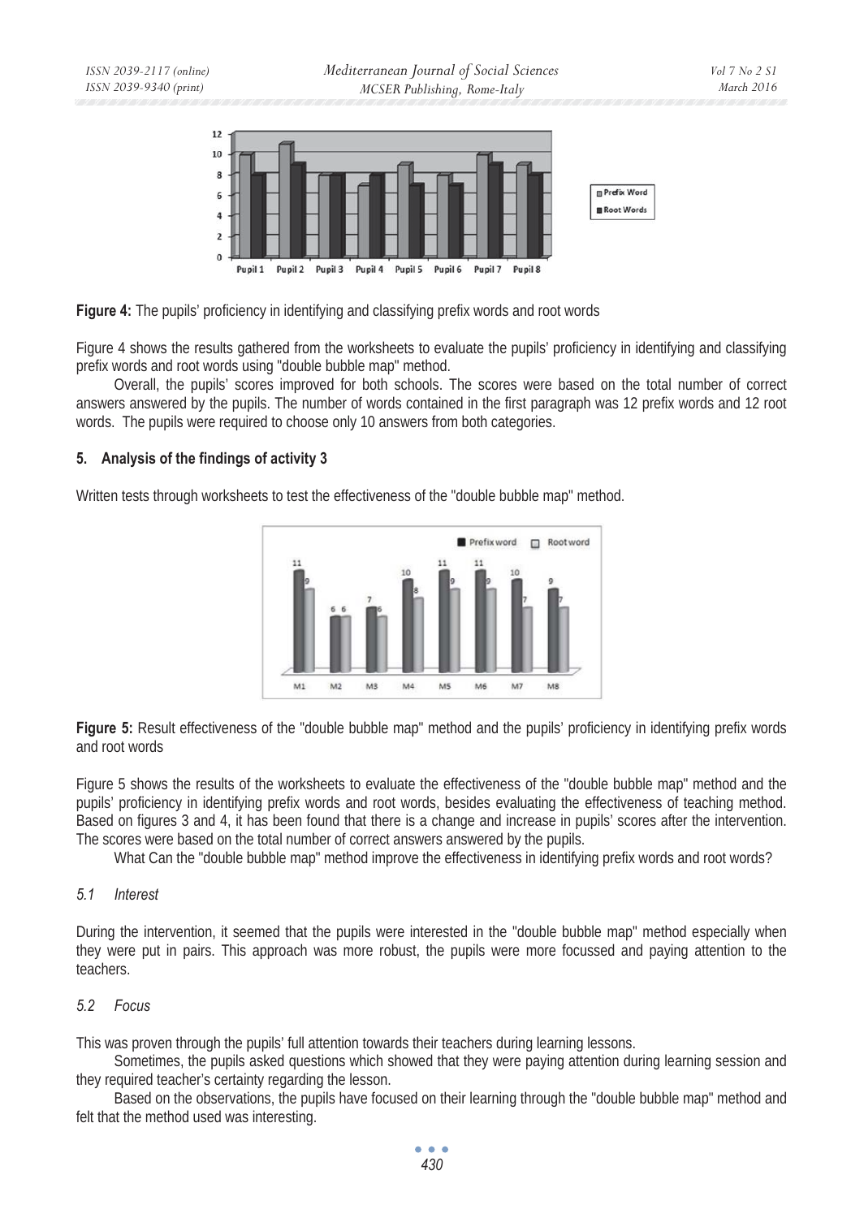**Figure 4:** The pupils' proficiency in identifying and classifying prefix words and root words

Figure 4 shows the results gathered from the worksheets to evaluate the pupils' proficiency in identifying and classifying prefix words and root words using "double bubble map" method.

Overall, the pupils' scores improved for both schools. The scores were based on the total number of correct answers answered by the pupils. The number of words contained in the first paragraph was 12 prefix words and 12 root words. The pupils were required to choose only 10 answers from both categories.

## 5. Analysis of the findings of activity 3

Written tests through worksheets to test the effectiveness of the "double bubble map" method.

**Figure 5:** Result effectiveness of the "double bubble map" method and the pupils' proficiency in identifying prefix words and root words

Figure 5 shows the results of the worksheets to evaluate the effectiveness of the "double bubble map" method and the pupils' proficiency in identifying prefix words and root words, besides evaluating the effectiveness of teaching method. Based on figures 3 and 4, it has been found that there is a change and increase in pupils' scores after the intervention. The scores were based on the total number of correct answers answered by the pupils.

What Can the "double bubble map" method improve the effectiveness in identifying prefix words and root words?

### *5.1 Interest*

During the intervention, it seemed that the pupils were interested in the "double bubble map" method especially when they were put in pairs. This approach was more robust, the pupils were more focussed and paying attention to the teachers.

### *5.2 Focus*

This was proven through the pupils' full attention towards their teachers during learning lessons.

Sometimes, the pupils asked questions which showed that they were paying attention during learning session and they required teacher's certainty regarding the lesson.

Based on the observations, the pupils have focused on their learning through the "double bubble map" method and felt that the method used was interesting.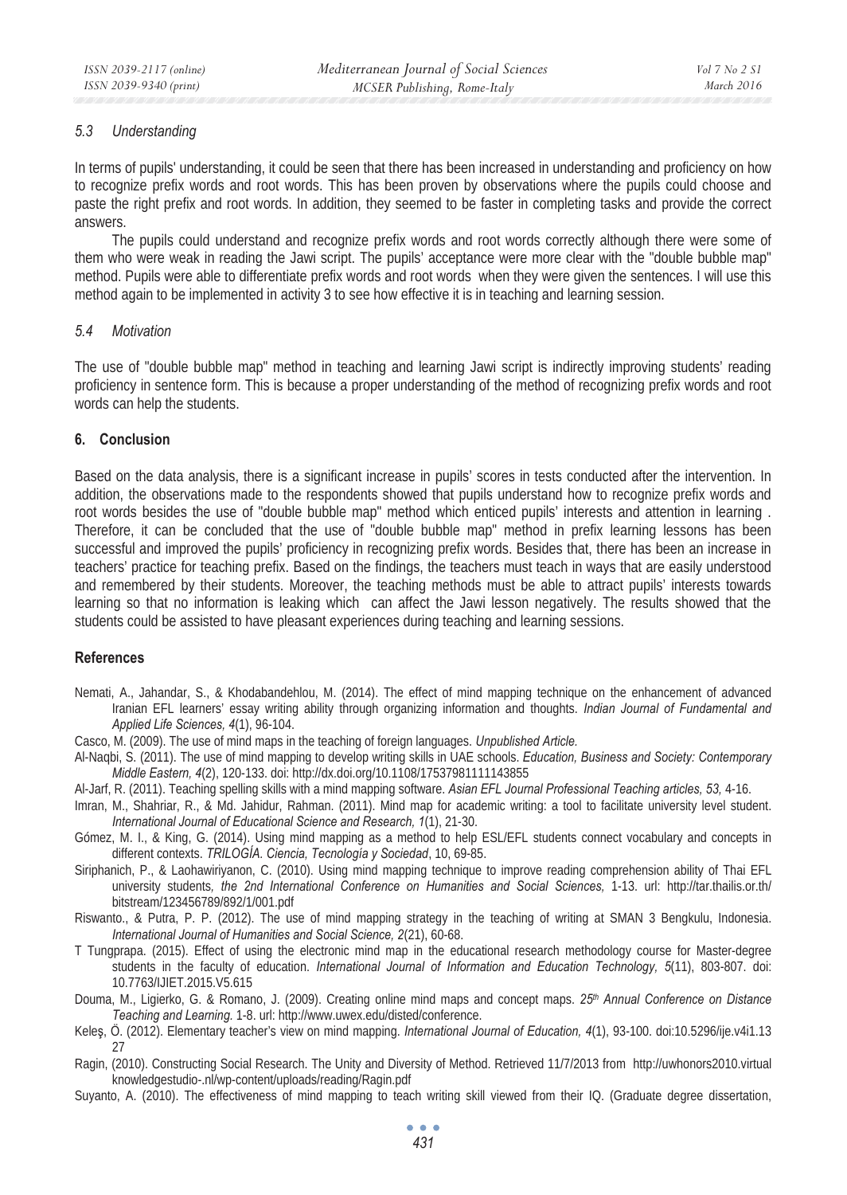### *5.3 Understanding*

In terms of pupils' understanding, it could be seen that there has been increased in understanding and proficiency on how to recognize prefix words and root words. This has been proven by observations where the pupils could choose and paste the right prefix and root words. In addition, they seemed to be faster in completing tasks and provide the correct answers.

The pupils could understand and recognize prefix words and root words correctly although there were some of them who were weak in reading the Jawi script. The pupils' acceptance were more clear with the "double bubble map" method. Pupils were able to differentiate prefix words and root words when they were given the sentences. I will use this method again to be implemented in activity 3 to see how effective it is in teaching and learning session.

### *5.4 Motivation*

The use of "double bubble map" method in teaching and learning Jawi script is indirectly improving students' reading proficiency in sentence form. This is because a proper understanding of the method of recognizing prefix words and root words can help the students.

## 6. Conclusion

Based on the data analysis, there is a significant increase in pupils' scores in tests conducted after the intervention. In addition, the observations made to the respondents showed that pupils understand how to recognize prefix words and root words besides the use of "double bubble map" method which enticed pupils' interests and attention in learning . Therefore, it can be concluded that the use of "double bubble map" method in prefix learning lessons has been successful and improved the pupils' proficiency in recognizing prefix words. Besides that, there has been an increase in teachers' practice for teaching prefix. Based on the findings, the teachers must teach in ways that are easily understood and remembered by their students. Moreover, the teaching methods must be able to attract pupils' interests towards learning so that no information is leaking which can affect the Jawi lesson negatively. The results showed that the students could be assisted to have pleasant experiences during teaching and learning sessions.

## References

Nemati, A., Jahandar, S., & Khodabandehlou, M. (2014). The effect of mind mapping technique on the enhancement of advanced Iranian EFL learners' essay writing ability through organizing information and thoughts. *Indian Journal of Fundamental and Applied Life Sciences, 4*(1), 96-104.

Casco, M. (2009). The use of mind maps in the teaching of foreign languages. *Unpublished Article.*

Al-Naqbi, S. (2011). The use of mind mapping to develop writing skills in UAE schools. *Education, Business and Society: Contemporary Middle Eastern, 4*(2), 120-133. doi: http://dx.doi.org/10.1108/17537981111143855

Al-Jarf, R. (2011). Teaching spelling skills with a mind mapping software. *Asian EFL Journal Professional Teaching articles, 53,* 4-16.

Imran, M., Shahriar, R., & Md. Jahidur, Rahman. (2011). Mind map for academic writing: a tool to facilitate university level student. *International Journal of Educational Science and Research, 1*(1), 21-30.

Gómez, M. I., & King, G. (2014). Using mind mapping as a method to help ESL/EFL students connect vocabulary and concepts in different contexts. *TRILOGÍA. Ciencia, Tecnología y Sociedad*, 10, 69-85.

Siriphanich, P., & Laohawiriyanon, C. (2010). Using mind mapping technique to improve reading comprehension ability of Thai EFL university students, *the 2nd International Conference on Humanities and Social Sciences,* 1-13. url: http://tar.thailis.or.th/bitstream/123456789/892/1/001.pdf

Riswanto., & Putra, P. P. (2012). The use of mind mapping strategy in the teaching of writing at SMAN 3 Bengkulu, Indonesia. *International Journal of Humanities and Social Science, 2*(21), 60-68.

T Tungprapa. (2015). Effect of using the electronic mind map in the educational research methodology course for Master-degree students in the faculty of education. *International Journal of Information and Education Technology, 5*(11), 803-807. doi: 10.7763/IJIET.2015.V5.615

Douma, M., Ligierko, G. & Romano, J. (2009). Creating online mind maps and concept maps. *25th Annual Conference on Distance Teaching and Learning.* 1-8. url: http://www.uwex.edu/disted/conference.

Keleş, Ö. (2012). Elementary teacher's view on mind mapping. *International Journal of Education, 4*(1), 93-100. doi:10.5296/ije.v4i1.1327

Ragin, (2010). Constructing Social Research. The Unity and Diversity of Method. Retrieved 11/7/2013 from http://uwhonors2010.virtualknowledgestudio-.nl/wp-content/uploads/reading/Ragin.pdf

Suyanto, A. (2010). The effectiveness of mind mapping to teach writing skill viewed from their IQ. (Graduate degree dissertation,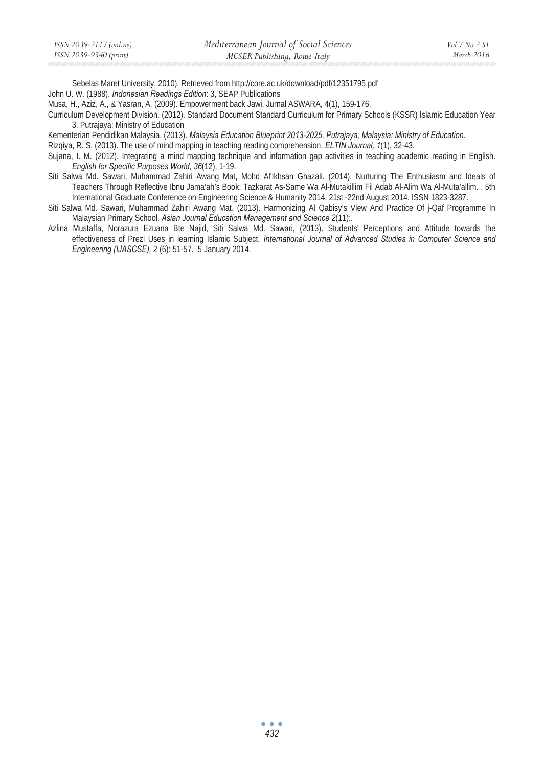Sebelas Maret University, 2010). Retrieved from http://core.ac.uk/download/pdf/12351795.pdf

John U. W. (1988). *Indonesian Readings Edition*: 3, SEAP Publications

Musa, H., Aziz, A., & Yasran, A. (2009). Empowerment back Jawi. Jurnal ASWARA, 4(1), 159-176.

Curriculum Development Division. (2012). Standard Document Standard Curriculum for Primary Schools (KSSR) Islamic Education Year 3. Putrajaya: Ministry of Education

Kementerian Pendidikan Malaysia. (2013). *Malaysia Education Blueprint 2013-2025. Putrajaya, Malaysia: Ministry of Education.*

Rizqiya, R. S. (2013). The use of mind mapping in teaching reading comprehension. *ELTIN Journal, 1*(1), 32-43.

Sujana, I. M. (2012). Integrating a mind mapping technique and information gap activities in teaching academic reading in English. *English for Specific Purposes World, 36*(12), 1-19.

Siti Salwa Md. Sawari, Muhammad Zahiri Awang Mat, Mohd Al'Ikhsan Ghazali. (2014). Nurturing The Enthusiasm and Ideals of Teachers Through Reflective Ibnu Jama'ah's Book: Tazkarat As-Same Wa Al-Mutakillim Fil Adab Al-Alim Wa Al-Muta'allim. . 5th International Graduate Conference on Engineering Science & Humanity 2014. 21st -22nd August 2014. ISSN 1823-3287.

Siti Salwa Md. Sawari, Muhammad Zahiri Awang Mat. (2013). Harmonizing Al Qabisy's View And Practice Of j-Qaf Programme In Malaysian Primary School. *Asian Journal Education Management and Science 2*(11):.

Azlina Mustaffa, Norazura Ezuana Bte Najid, Siti Salwa Md. Sawari, (2013). Students' Perceptions and Attitude towards the effectiveness of Prezi Uses in learning Islamic Subject. *International Journal of Advanced Studies in Computer Science and Engineering (IJASCSE)*, 2 (6): 51-57. 5 January 2014.